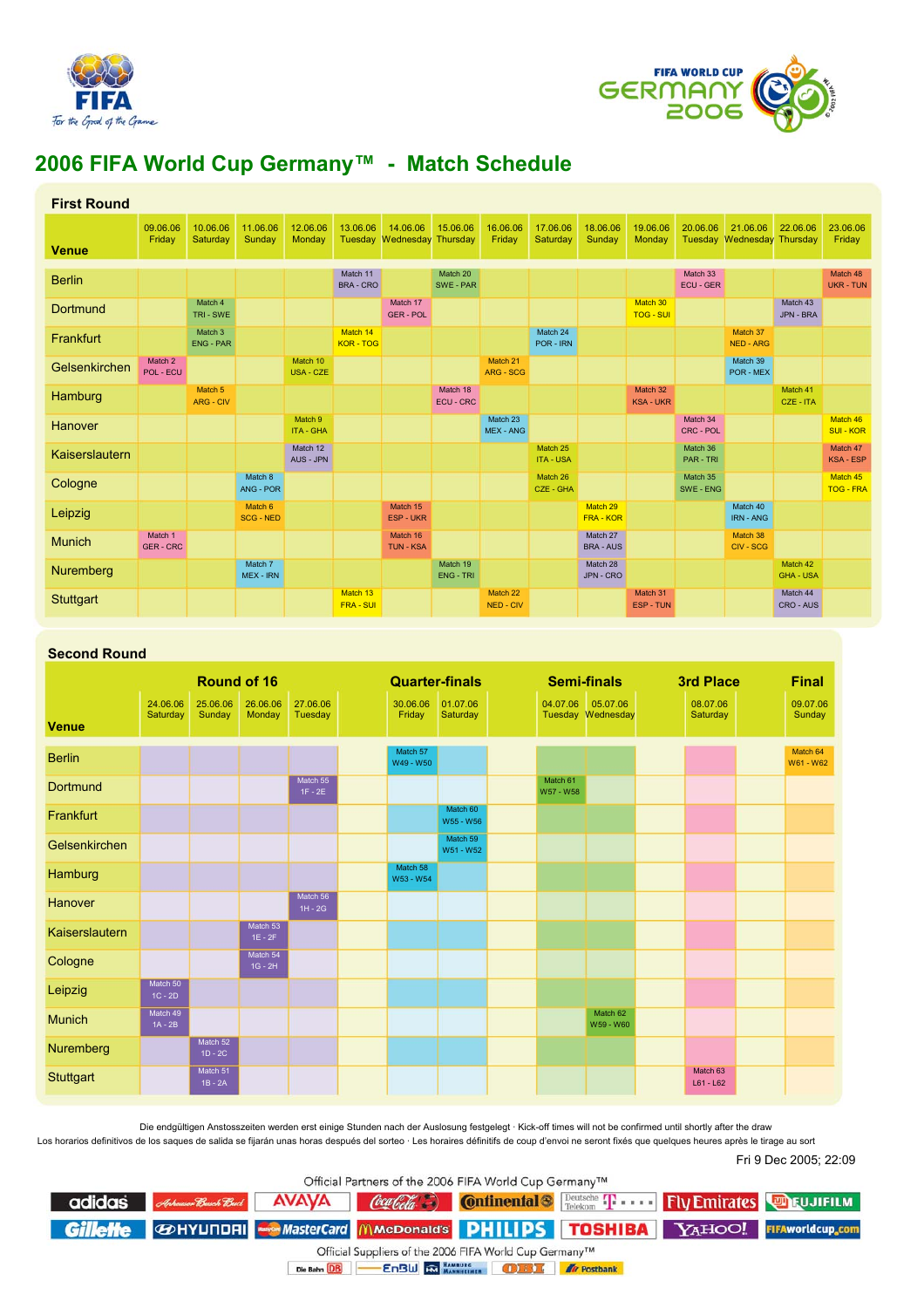# 2006 FIFA World Cup Germany™ - Match Schedule

## First Round

| Venue | 09.06.06 Friday | 10.06.06 Saturday | 11.06.06 Sunday | 12.06.06 Monday | 13.06.06 Tuesday | 14.06.06 Wednesday | 15.06.06 Thursday | 16.06.06 Friday | 17.06.06 Saturday | 18.06.06 Sunday | 19.06.06 Monday | 20.06.06 Tuesday | 21.06.06 Wednesday | 22.06.06 Thursday | 23.06.06 Friday |
|---|---|---|---|---|---|---|---|---|---|---|---|---|---|---|---|
| Berlin | | | | | Match 11 BRA - CRO | | Match 20 SWE - PAR | | | | | Match 33 ECU - GER | | | Match 48 UKR - TUN |
| Dortmund | | Match 4 TRI - SWE | | | | Match 17 GER - POL | | | | | Match 30 TOG - SUI | | | Match 43 JPN - BRA | |
| Frankfurt | | Match 3 ENG - PAR | | | Match 14 KOR - TOG | | | | Match 24 POR - IRN | | | | Match 37 NED - ARG | | |
| Gelsenkirchen | Match 2 POL - ECU | | | Match 10 USA - CZE | | | | Match 21 ARG - SCG | | | | | Match 39 POR - MEX | | |
| Hamburg | | Match 5 ARG - CIV | | | | | Match 18 ECU - CRC | | | | Match 32 KSA - UKR | | | Match 41 CZE - ITA | |
| Hanover | | | | Match 9 ITA - GHA | | | | Match 23 MEX - ANG | | | | Match 34 CRC - POL | | | Match 46 SUI - KOR |
| Kaiserslautern | | | | Match 12 AUS - JPN | | | | | Match 25 ITA - USA | | | Match 36 PAR - TRI | | | Match 47 KSA - ESP |
| Cologne | | | Match 8 ANG - POR | | | | | | Match 26 CZE - GHA | | | Match 35 SWE - ENG | | | Match 45 TOG - FRA |
| Leipzig | | | Match 6 SCG - NED | | | Match 15 ESP - UKR | | | | Match 29 FRA - KOR | | | Match 40 IRN - ANG | | |
| Munich | Match 1 GER - CRC | | | | | Match 16 TUN - KSA | | | | Match 27 BRA - AUS | | | Match 38 CIV - SCG | | |
| Nuremberg | | | Match 7 MEX - IRN | | | | Match 19 ENG - TRI | | | Match 28 JPN - CRO | | | | Match 42 GHA - USA | |
| Stuttgart | | | | | Match 13 FRA - SUI | | | Match 22 NED - CIV | | | Match 31 ESP - TUN | | | Match 44 CRO - AUS | |

## Second Round

| Venue | Round of 16 | | | | Quarter-finals | | Semi-finals | | 3rd Place | Final |
|---|---|---|---|---|---|---|---|---|---|---|
| | 24.06.06 Saturday | 25.06.06 Sunday | 26.06.06 Monday | 27.06.06 Tuesday | 30.06.06 Friday | 01.07.06 Saturday | 04.07.06 Tuesday | 05.07.06 Wednesday | 08.07.06 Saturday | 09.07.06 Sunday |
| Berlin | | | | | Match 57 W49 - W50 | | | | | Match 64 W61 - W62 |
| Dortmund | | | | Match 55 1F - 2E | | | Match 61 W57 - W58 | | | |
| Frankfurt | | | | | | Match 60 W55 - W56 | | | | |
| Gelsenkirchen | | | | | | Match 59 W51 - W52 | | | | |
| Hamburg | | | | | Match 58 W53 - W54 | | | | | |
| Hanover | | | | Match 56 1H - 2G | | | | | | |
| Kaiserslautern | | | Match 53 1E - 2F | | | | | | | |
| Cologne | | | Match 54 1G - 2H | | | | | | | |
| Leipzig | Match 50 1C - 2D | | | | | | | | | |
| Munich | Match 49 1A - 2B | | | | | | | Match 62 W59 - W60 | | |
| Nuremberg | | Match 52 1D - 2C | | | | | | | | |
| Stuttgart | | Match 51 1B - 2A | | | | | | | Match 63 L61 - L62 | |

Die endgültigen Anstosszeiten werden erst einige Stunden nach der Auslosung festgelegt · Kick-off times will not be confirmed until shortly after the draw

Los horarios definitivos de los saques de salida se fijarán unas horas después del sorteo · Les horaires définitifs de coup d'envoi ne seront fixés que quelques heures après le tirage au sort

Fri 9 Dec 2005; 22:09

Official Partners of the 2006 FIFA World Cup Germany™

Official Suppliers of the 2006 FIFA World Cup Germany™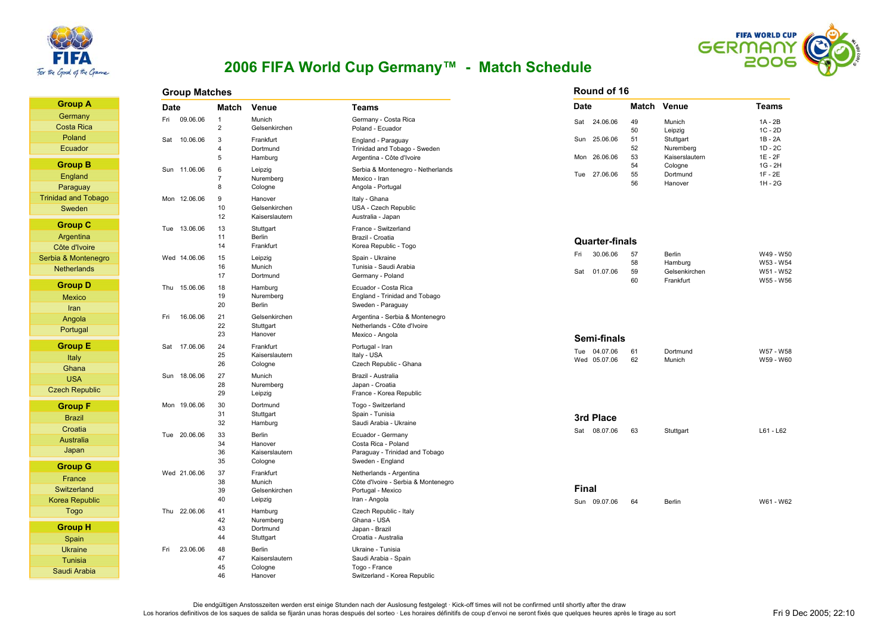FIFA
For the Good of the Game

# 2006 FIFA World Cup Germany™ - Match Schedule

FIFA WORLD CUP GERMANY 2006

| Group A |
|---|
| Germany |
| Costa Rica |
| Poland |
| Ecuador |

| Group B |
|---|
| England |
| Paraguay |
| Trinidad and Tobago |
| Sweden |

| Group C |
|---|
| Argentina |
| Côte d'Ivoire |
| Serbia & Montenegro |
| Netherlands |

| Group D |
|---|
| Mexico |
| Iran |
| Angola |
| Portugal |

| Group E |
|---|
| Italy |
| Ghana |
| USA |
| Czech Republic |

| Group F |
|---|
| Brazil |
| Croatia |
| Australia |
| Japan |

| Group G |
|---|
| France |
| Switzerland |
| Korea Republic |
| Togo |

| Group H |
|---|
| Spain |
| Ukraine |
| Tunisia |
| Saudi Arabia |

## Group Matches

| Date | Match | Venue | Teams |
|---|---|---|---|
| Fri 09.06.06 | 1 | Munich | Germany - Costa Rica |
| | 2 | Gelsenkirchen | Poland - Ecuador |
| Sat 10.06.06 | 3 | Frankfurt | England - Paraguay |
| | 4 | Dortmund | Trinidad and Tobago - Sweden |
| | 5 | Hamburg | Argentina - Côte d'Ivoire |
| Sun 11.06.06 | 6 | Leipzig | Serbia & Montenegro - Netherlands |
| | 7 | Nuremberg | Mexico - Iran |
| | 8 | Cologne | Angola - Portugal |
| Mon 12.06.06 | 9 | Hanover | Italy - Ghana |
| | 10 | Gelsenkirchen | USA - Czech Republic |
| | 12 | Kaiserslautern | Australia - Japan |
| Tue 13.06.06 | 13 | Stuttgart | France - Switzerland |
| | 11 | Berlin | Brazil - Croatia |
| | 14 | Frankfurt | Korea Republic - Togo |
| Wed 14.06.06 | 15 | Leipzig | Spain - Ukraine |
| | 16 | Munich | Tunisia - Saudi Arabia |
| | 17 | Dortmund | Germany - Poland |
| Thu 15.06.06 | 18 | Hamburg | Ecuador - Costa Rica |
| | 19 | Nuremberg | England - Trinidad and Tobago |
| | 20 | Berlin | Sweden - Paraguay |
| Fri 16.06.06 | 21 | Gelsenkirchen | Argentina - Serbia & Montenegro |
| | 22 | Stuttgart | Netherlands - Côte d'Ivoire |
| | 23 | Hanover | Mexico - Angola |
| Sat 17.06.06 | 24 | Frankfurt | Portugal - Iran |
| | 25 | Kaiserslautern | Italy - USA |
| | 26 | Cologne | Czech Republic - Ghana |
| Sun 18.06.06 | 27 | Munich | Brazil - Australia |
| | 28 | Nuremberg | Japan - Croatia |
| | 29 | Leipzig | France - Korea Republic |
| Mon 19.06.06 | 30 | Dortmund | Togo - Switzerland |
| | 31 | Stuttgart | Spain - Tunisia |
| | 32 | Hamburg | Saudi Arabia - Ukraine |
| Tue 20.06.06 | 33 | Berlin | Ecuador - Germany |
| | 34 | Hanover | Costa Rica - Poland |
| | 36 | Kaiserslautern | Paraguay - Trinidad and Tobago |
| | 35 | Cologne | Sweden - England |
| Wed 21.06.06 | 37 | Frankfurt | Netherlands - Argentina |
| | 38 | Munich | Côte d'Ivoire - Serbia & Montenegro |
| | 39 | Gelsenkirchen | Portugal - Mexico |
| | 40 | Leipzig | Iran - Angola |
| Thu 22.06.06 | 41 | Hamburg | Czech Republic - Italy |
| | 42 | Nuremberg | Ghana - USA |
| | 43 | Dortmund | Japan - Brazil |
| | 44 | Stuttgart | Croatia - Australia |
| Fri 23.06.06 | 48 | Berlin | Ukraine - Tunisia |
| | 47 | Kaiserslautern | Saudi Arabia - Spain |
| | 45 | Cologne | Togo - France |
| | 46 | Hanover | Switzerland - Korea Republic |

## Round of 16

| Date | Match | Venue | Teams |
|---|---|---|---|
| Sat 24.06.06 | 49 | Munich | 1A - 2B |
| | 50 | Leipzig | 1C - 2D |
| Sun 25.06.06 | 51 | Stuttgart | 1B - 2A |
| | 52 | Nuremberg | 1D - 2C |
| Mon 26.06.06 | 53 | Kaiserslautern | 1E - 2F |
| | 54 | Cologne | 1G - 2H |
| Tue 27.06.06 | 55 | Dortmund | 1F - 2E |
| | 56 | Hanover | 1H - 2G |

## Quarter-finals

| Date | Match | Venue | Teams |
|---|---|---|---|
| Fri 30.06.06 | 57 | Berlin | W49 - W50 |
| | 58 | Hamburg | W53 - W54 |
| Sat 01.07.06 | 59 | Gelsenkirchen | W51 - W52 |
| | 60 | Frankfurt | W55 - W56 |

## Semi-finals

| Date | Match | Venue | Teams |
|---|---|---|---|
| Tue 04.07.06 | 61 | Dortmund | W57 - W58 |
| Wed 05.07.06 | 62 | Munich | W59 - W60 |

## 3rd Place

| Date | Match | Venue | Teams |
|---|---|---|---|
| Sat 08.07.06 | 63 | Stuttgart | L61 - L62 |

## Final

| Date | Match | Venue | Teams |
|---|---|---|---|
| Sun 09.07.06 | 64 | Berlin | W61 - W62 |

Die endgültigen Anstosszeiten werden erst einige Stunden nach der Auslosung festgelegt · Kick-off times will not be confirmed until shortly after the draw
Los horarios definitivos de los saques de salida se fijarán unas horas después del sorteo · Les horaires définitifs de coup d'envoi ne seront fixés que quelques heures après le tirage au sort

Fri 9 Dec 2005; 22:10